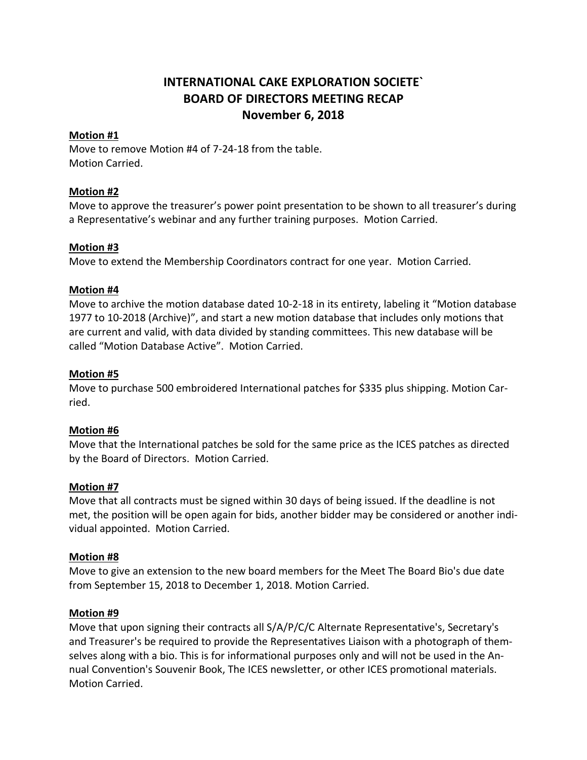# INTERNATIONAL CAKE EXPLORATION SOCIETE`
# BOARD OF DIRECTORS MEETING RECAP
# November 6, 2018

**Motion #1**

Move to remove Motion #4 of 7-24-18 from the table.
Motion Carried.

**Motion #2**

Move to approve the treasurer's power point presentation to be shown to all treasurer's during a Representative's webinar and any further training purposes. Motion Carried.

**Motion #3**

Move to extend the Membership Coordinators contract for one year. Motion Carried.

**Motion #4**

Move to archive the motion database dated 10-2-18 in its entirety, labeling it "Motion database 1977 to 10-2018 (Archive)", and start a new motion database that includes only motions that are current and valid, with data divided by standing committees. This new database will be called "Motion Database Active". Motion Carried.

**Motion #5**

Move to purchase 500 embroidered International patches for $335 plus shipping. Motion Carried.

**Motion #6**

Move that the International patches be sold for the same price as the ICES patches as directed by the Board of Directors. Motion Carried.

**Motion #7**

Move that all contracts must be signed within 30 days of being issued. If the deadline is not met, the position will be open again for bids, another bidder may be considered or another individual appointed. Motion Carried.

**Motion #8**

Move to give an extension to the new board members for the Meet The Board Bio's due date from September 15, 2018 to December 1, 2018. Motion Carried.

**Motion #9**

Move that upon signing their contracts all S/A/P/C/C Alternate Representative's, Secretary's and Treasurer's be required to provide the Representatives Liaison with a photograph of themselves along with a bio. This is for informational purposes only and will not be used in the Annual Convention's Souvenir Book, The ICES newsletter, or other ICES promotional materials. Motion Carried.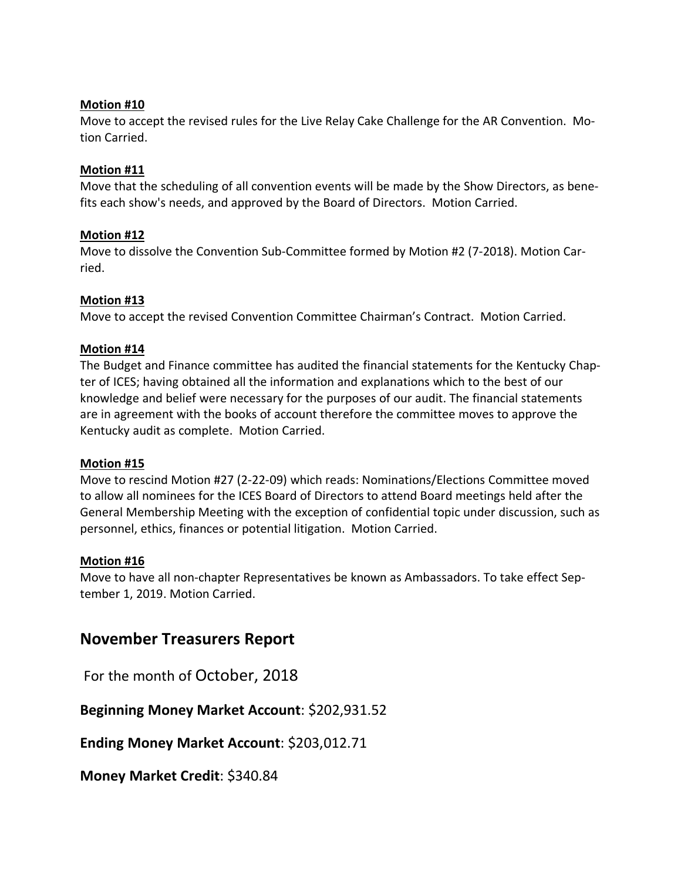**Motion #10**

Move to accept the revised rules for the Live Relay Cake Challenge for the AR Convention. Motion Carried.

**Motion #11**

Move that the scheduling of all convention events will be made by the Show Directors, as benefits each show's needs, and approved by the Board of Directors. Motion Carried.

**Motion #12**

Move to dissolve the Convention Sub-Committee formed by Motion #2 (7-2018). Motion Carried.

**Motion #13**

Move to accept the revised Convention Committee Chairman's Contract. Motion Carried.

**Motion #14**

The Budget and Finance committee has audited the financial statements for the Kentucky Chapter of ICES; having obtained all the information and explanations which to the best of our knowledge and belief were necessary for the purposes of our audit. The financial statements are in agreement with the books of account therefore the committee moves to approve the Kentucky audit as complete. Motion Carried.

**Motion #15**

Move to rescind Motion #27 (2-22-09) which reads: Nominations/Elections Committee moved to allow all nominees for the ICES Board of Directors to attend Board meetings held after the General Membership Meeting with the exception of confidential topic under discussion, such as personnel, ethics, finances or potential litigation. Motion Carried.

**Motion #16**

Move to have all non-chapter Representatives be known as Ambassadors. To take effect September 1, 2019. Motion Carried.

## November Treasurers Report

For the month of October, 2018

**Beginning Money Market Account**: $202,931.52

**Ending Money Market Account**: $203,012.71

**Money Market Credit**: $340.84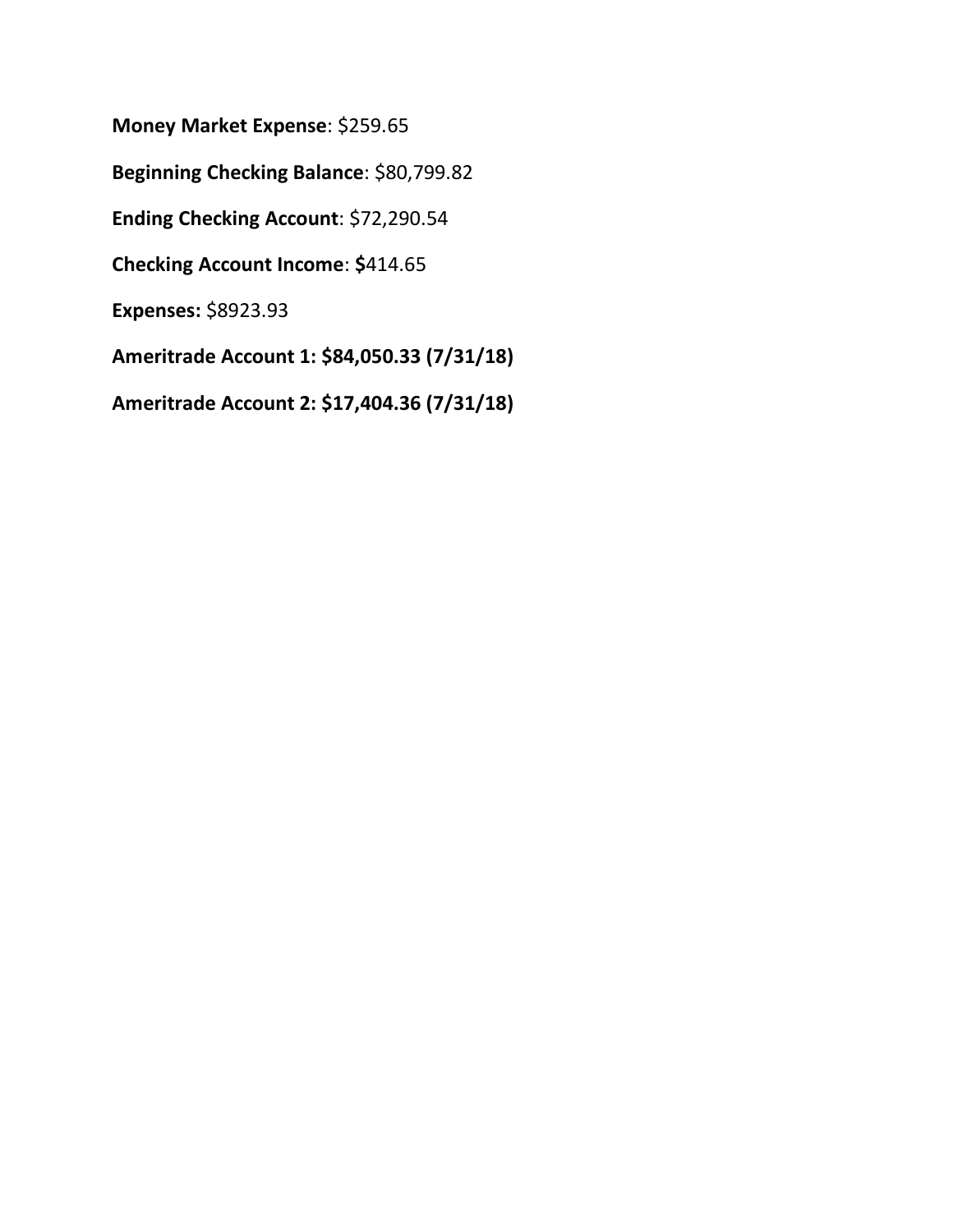**Money Market Expense**: $259.65

**Beginning Checking Balance**: $80,799.82

**Ending Checking Account**: $72,290.54

**Checking Account Income**: **$**414.65

**Expenses:** $8923.93

**Ameritrade Account 1: $84,050.33 (7/31/18)**

**Ameritrade Account 2: $17,404.36 (7/31/18)**